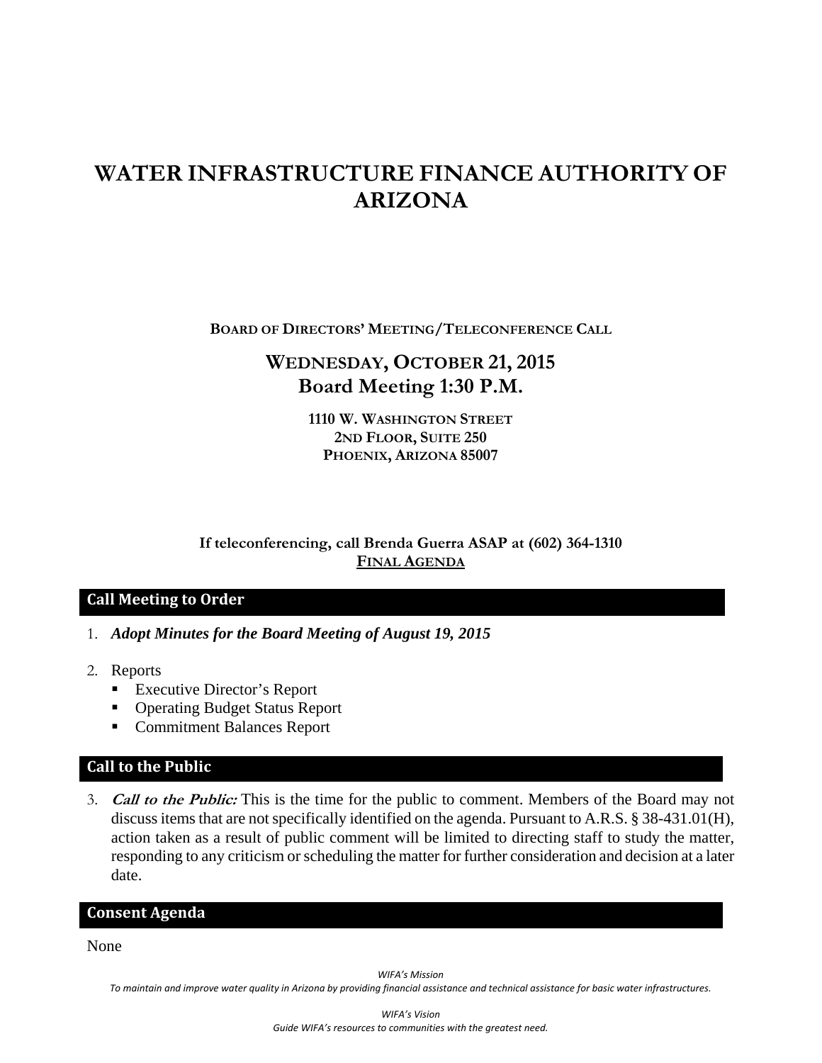# WATER INFRASTRUCTURE FINANCE AUTHORITY OF ARIZONA

**BOARD OF DIRECTORS' MEETING/TELECONFERENCE CALL**

## WEDNESDAY, OCTOBER 21, 2015
## Board Meeting 1:30 P.M.

**1110 W. WASHINGTON STREET**
**2ND FLOOR, SUITE 250**
**PHOENIX, ARIZONA 85007**

**If teleconferencing, call Brenda Guerra ASAP at (602) 364-1310**
**FINAL AGENDA**

## Call Meeting to Order

1. ***Adopt Minutes for the Board Meeting of August 19, 2015***

2. Reports
   - Executive Director's Report
   - Operating Budget Status Report
   - Commitment Balances Report

## Call to the Public

3. ***Call to the Public:*** This is the time for the public to comment. Members of the Board may not discuss items that are not specifically identified on the agenda. Pursuant to A.R.S. § 38-431.01(H), action taken as a result of public comment will be limited to directing staff to study the matter, responding to any criticism or scheduling the matter for further consideration and decision at a later date.

## Consent Agenda

None

*WIFA's Mission*
*To maintain and improve water quality in Arizona by providing financial assistance and technical assistance for basic water infrastructures.*

*WIFA's Vision*
*Guide WIFA's resources to communities with the greatest need.*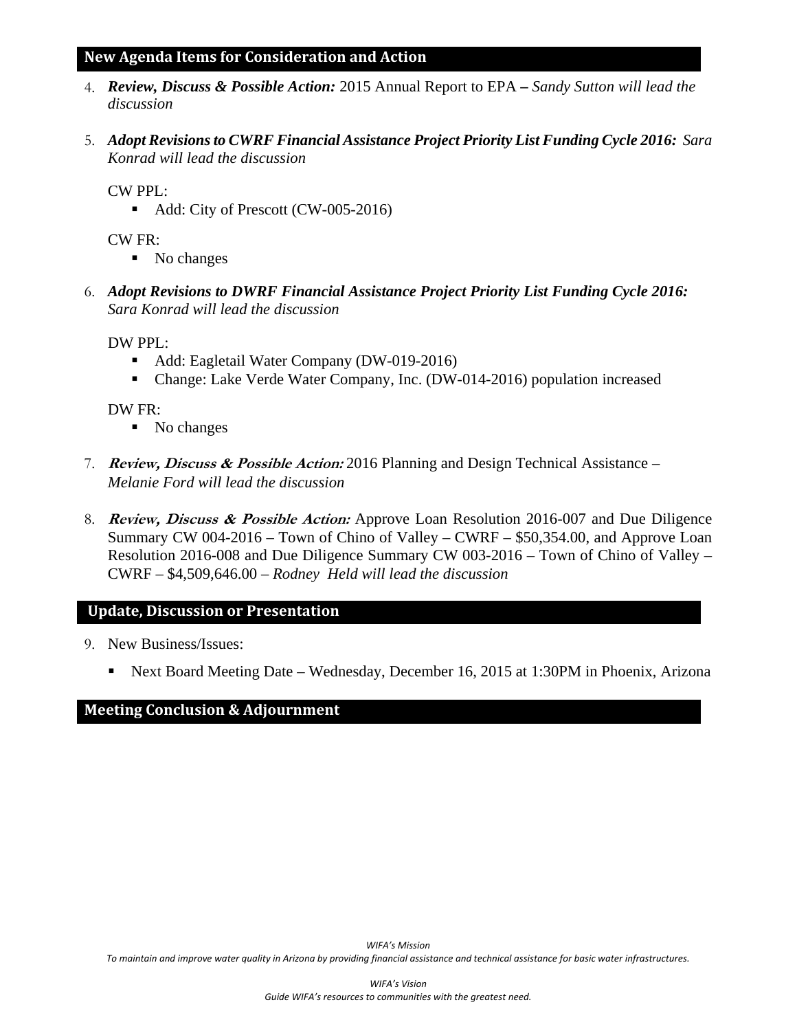## New Agenda Items for Consideration and Action

4. ***Review, Discuss & Possible Action:*** 2015 Annual Report to EPA **–** *Sandy Sutton will lead the discussion*

5. ***Adopt Revisions to CWRF Financial Assistance Project Priority List Funding Cycle 2016:*** *Sara Konrad will lead the discussion*

   CW PPL:
   - Add: City of Prescott (CW-005-2016)

   CW FR:
   - No changes

6. ***Adopt Revisions to DWRF Financial Assistance Project Priority List Funding Cycle 2016:*** *Sara Konrad will lead the discussion*

   DW PPL:
   - Add: Eagletail Water Company (DW-019-2016)
   - Change: Lake Verde Water Company, Inc. (DW-014-2016) population increased

   DW FR:
   - No changes

7. ***Review, Discuss & Possible Action:*** 2016 Planning and Design Technical Assistance – *Melanie Ford will lead the discussion*

8. ***Review, Discuss & Possible Action:*** Approve Loan Resolution 2016-007 and Due Diligence Summary CW 004-2016 – Town of Chino of Valley – CWRF – $50,354.00, and Approve Loan Resolution 2016-008 and Due Diligence Summary CW 003-2016 – Town of Chino of Valley – CWRF – $4,509,646.00 – *Rodney Held will lead the discussion*

## Update, Discussion or Presentation

9. New Business/Issues:

   - Next Board Meeting Date – Wednesday, December 16, 2015 at 1:30PM in Phoenix, Arizona

## Meeting Conclusion & Adjournment

*WIFA's Mission*
*To maintain and improve water quality in Arizona by providing financial assistance and technical assistance for basic water infrastructures.*

*WIFA's Vision*
*Guide WIFA's resources to communities with the greatest need.*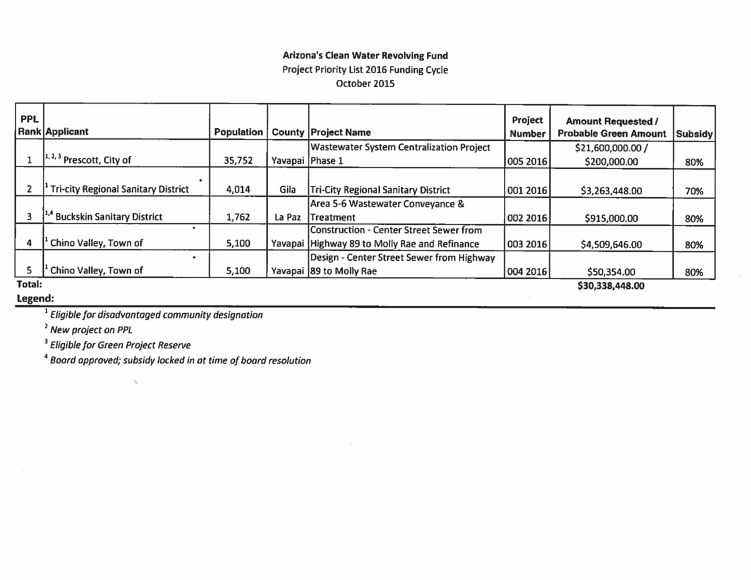**Arizona's Clean Water Revolving Fund**

Project Priority List 2016 Funding Cycle

October 2015

| PPL Rank | Applicant | Population | County | Project Name | Project Number | Amount Requested / Probable Green Amount | Subsidy |
|---|---|---|---|---|---|---|---|
| 1 | [1, 2, 3] Prescott, City of | 35,752 | Yavapai | Wastewater System Centralization Project Phase 1 | 005 2016 | $21,600,000.00 / $200,000.00 | 80% |
| 2 | [1] Tri-city Regional Sanitary District | 4,014 | Gila | Tri-City Regional Sanitary District | 001 2016 | $3,263,448.00 | 70% |
| 3 | [1,4] Buckskin Sanitary District | 1,762 | La Paz | Area 5-6 Wastewater Conveyance & Treatment | 002 2016 | $915,000.00 | 80% |
| 4 | [1] Chino Valley, Town of | 5,100 | Yavapai | Construction - Center Street Sewer from Highway 89 to Molly Rae and Refinance | 003 2016 | $4,509,646.00 | 80% |
| 5 | [1] Chino Valley, Town of | 5,100 | Yavapai | Design - Center Street Sewer from Highway 89 to Molly Rae | 004 2016 | $50,354.00 | 80% |
| **Total:** | | | | | | **$30,338,448.00** | |

**Legend:**

[1] *Eligible for disadvantaged community designation*

[2] *New project on PPL*

[3] *Eligible for Green Project Reserve*

[4] *Board approved; subsidy locked in at time of board resolution*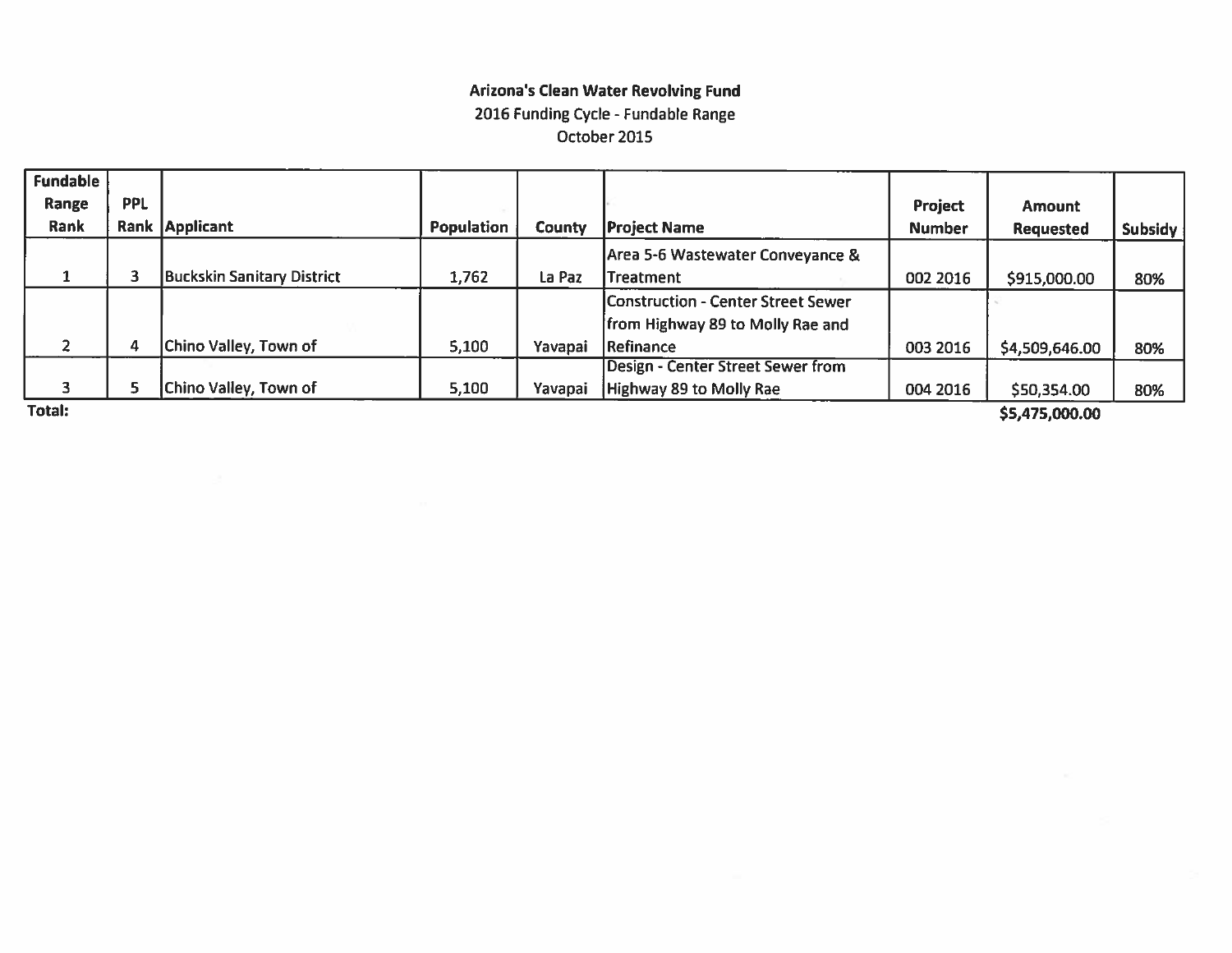# Arizona's Clean Water Revolving Fund

## 2016 Funding Cycle - Fundable Range

October 2015

| Fundable Range Rank | PPL Rank | Applicant | Population | County | Project Name | Project Number | Amount Requested | Subsidy |
|---|---|---|---|---|---|---|---|---|
| 1 | 3 | Buckskin Sanitary District | 1,762 | La Paz | Area 5-6 Wastewater Conveyance & Treatment | 002 2016 | $915,000.00 | 80% |
| 2 | 4 | Chino Valley, Town of | 5,100 | Yavapai | Construction - Center Street Sewer from Highway 89 to Molly Rae and Refinance | 003 2016 | $4,509,646.00 | 80% |
| 3 | 5 | Chino Valley, Town of | 5,100 | Yavapai | Design - Center Street Sewer from Highway 89 to Molly Rae | 004 2016 | $50,354.00 | 80% |
| **Total:** | | | | | | | **$5,475,000.00** | |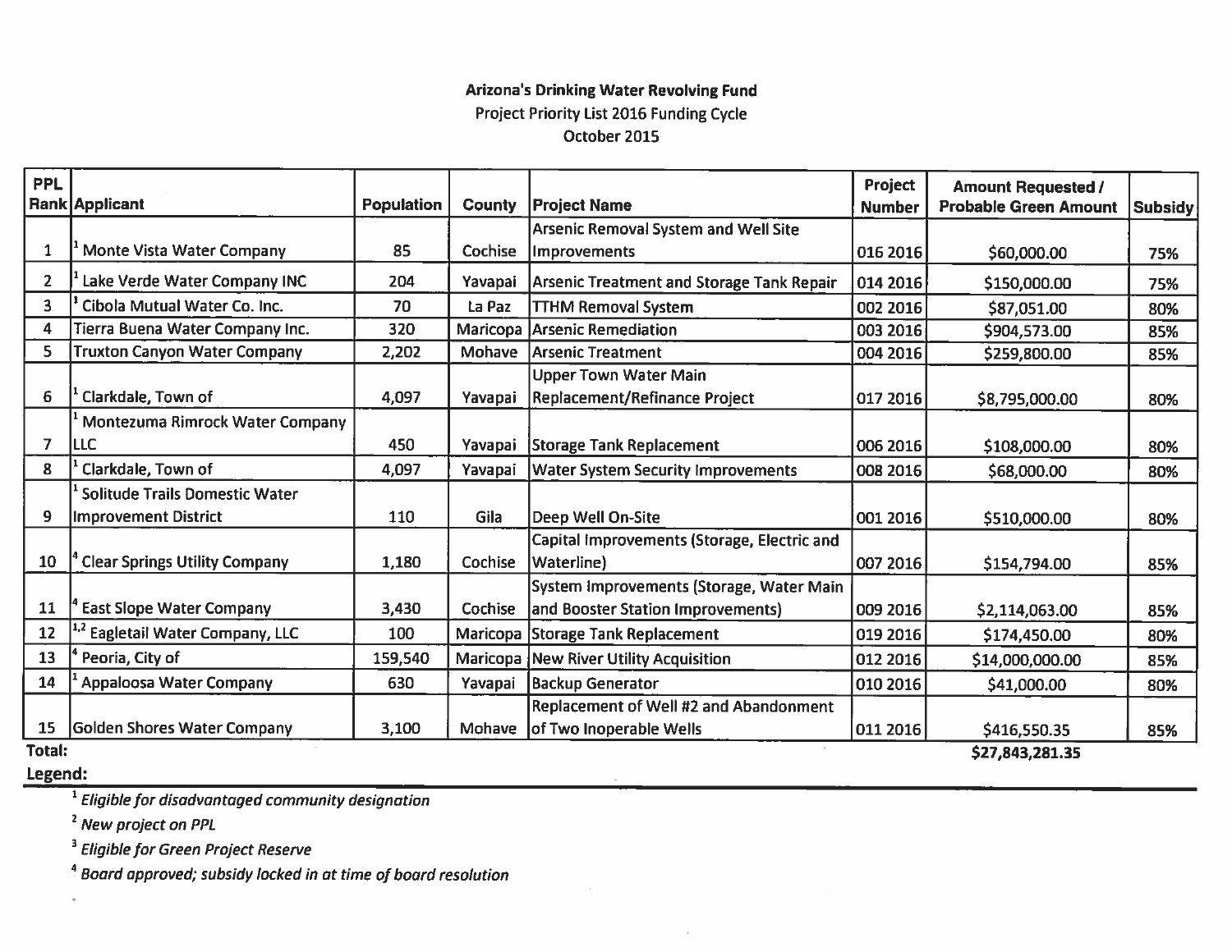**Arizona's Drinking Water Revolving Fund**

Project Priority List 2016 Funding Cycle

October 2015

| PPL Rank | Applicant | Population | County | Project Name | Project Number | Amount Requested / Probable Green Amount | Subsidy |
|---|---|---|---|---|---|---|---|
| 1 | [1] Monte Vista Water Company | 85 | Cochise | Arsenic Removal System and Well Site Improvements | 016 2016 | $60,000.00 | 75% |
| 2 | [1] Lake Verde Water Company INC | 204 | Yavapai | Arsenic Treatment and Storage Tank Repair | 014 2016 | $150,000.00 | 75% |
| 3 | [1] Cibola Mutual Water Co. Inc. | 70 | La Paz | TTHM Removal System | 002 2016 | $87,051.00 | 80% |
| 4 | Tierra Buena Water Company Inc. | 320 | Maricopa | Arsenic Remediation | 003 2016 | $904,573.00 | 85% |
| 5 | Truxton Canyon Water Company | 2,202 | Mohave | Arsenic Treatment | 004 2016 | $259,800.00 | 85% |
| 6 | [1] Clarkdale, Town of | 4,097 | Yavapai | Upper Town Water Main Replacement/Refinance Project | 017 2016 | $8,795,000.00 | 80% |
| 7 | [1] Montezuma Rimrock Water Company LLC | 450 | Yavapai | Storage Tank Replacement | 006 2016 | $108,000.00 | 80% |
| 8 | [1] Clarkdale, Town of | 4,097 | Yavapai | Water System Security Improvements | 008 2016 | $68,000.00 | 80% |
| 9 | [1] Solitude Trails Domestic Water Improvement District | 110 | Gila | Deep Well On-Site | 001 2016 | $510,000.00 | 80% |
| 10 | [4] Clear Springs Utility Company | 1,180 | Cochise | Capital Improvements (Storage, Electric and Waterline) | 007 2016 | $154,794.00 | 85% |
| 11 | [4] East Slope Water Company | 3,430 | Cochise | System Improvements (Storage, Water Main and Booster Station Improvements) | 009 2016 | $2,114,063.00 | 85% |
| 12 | [1,2] Eagletail Water Company, LLC | 100 | Maricopa | Storage Tank Replacement | 019 2016 | $174,450.00 | 80% |
| 13 | [4] Peoria, City of | 159,540 | Maricopa | New River Utility Acquisition | 012 2016 | $14,000,000.00 | 85% |
| 14 | [1] Appaloosa Water Company | 630 | Yavapai | Backup Generator | 010 2016 | $41,000.00 | 80% |
| 15 | Golden Shores Water Company | 3,100 | Mohave | Replacement of Well #2 and Abandonment of Two Inoperable Wells | 011 2016 | $416,550.35 | 85% |
| **Total:** | | | | | | **$27,843,281.35** | |

**Legend:**

[1] *Eligible for disadvantaged community designation*

[2] *New project on PPL*

[3] *Eligible for Green Project Reserve*

[4] *Board approved; subsidy locked in at time of board resolution*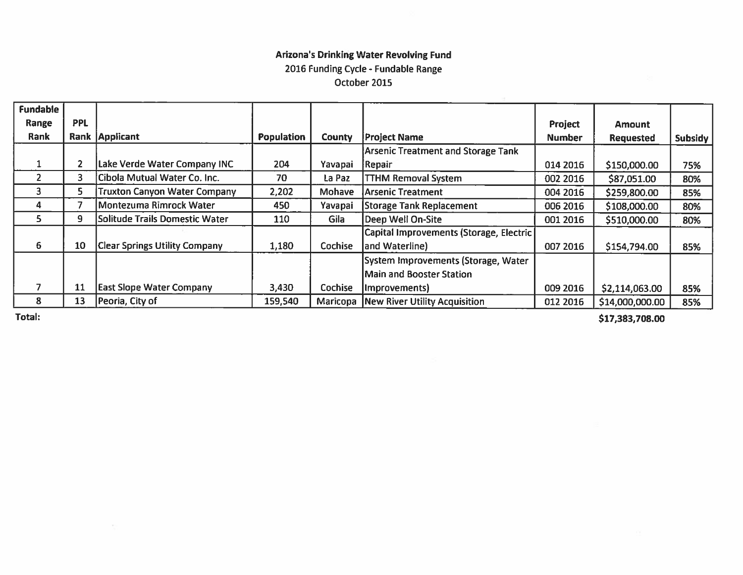**Arizona's Drinking Water Revolving Fund**
2016 Funding Cycle - Fundable Range
October 2015

| Fundable Range Rank | PPL Rank | Applicant | Population | County | Project Name | Project Number | Amount Requested | Subsidy |
|---|---|---|---|---|---|---|---|---|
| 1 | 2 | Lake Verde Water Company INC | 204 | Yavapai | Arsenic Treatment and Storage Tank Repair | 014 2016 | $150,000.00 | 75% |
| 2 | 3 | Cibola Mutual Water Co. Inc. | 70 | La Paz | TTHM Removal System | 002 2016 | $87,051.00 | 80% |
| 3 | 5 | Truxton Canyon Water Company | 2,202 | Mohave | Arsenic Treatment | 004 2016 | $259,800.00 | 85% |
| 4 | 7 | Montezuma Rimrock Water | 450 | Yavapai | Storage Tank Replacement | 006 2016 | $108,000.00 | 80% |
| 5 | 9 | Solitude Trails Domestic Water | 110 | Gila | Deep Well On-Site | 001 2016 | $510,000.00 | 80% |
| 6 | 10 | Clear Springs Utility Company | 1,180 | Cochise | Capital Improvements (Storage, Electric and Waterline) | 007 2016 | $154,794.00 | 85% |
| 7 | 11 | East Slope Water Company | 3,430 | Cochise | System Improvements (Storage, Water Main and Booster Station Improvements) | 009 2016 | $2,114,063.00 | 85% |
| 8 | 13 | Peoria, City of | 159,540 | Maricopa | New River Utility Acquisition | 012 2016 | $14,000,000.00 | 85% |
| **Total:** | | | | | | | **$17,383,708.00** | |